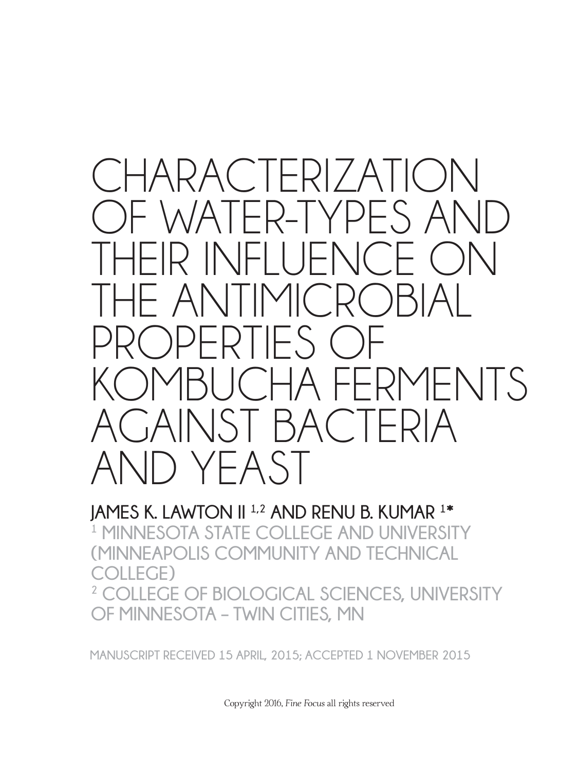# CHARACTERIZATION OF WATER-TYPES AND THEIR INFLUENCE ON THE ANTIMICROBIAL PROPERTIES OF KOMBUCHA FERMENTS AGAINST BACTERIA AND YEAST

**JAMES K. LAWTON II [1,2] AND RENU B. KUMAR [1*]**

[1] MINNESOTA STATE COLLEGE AND UNIVERSITY (MINNEAPOLIS COMMUNITY AND TECHNICAL COLLEGE)

[2] COLLEGE OF BIOLOGICAL SCIENCES, UNIVERSITY OF MINNESOTA – TWIN CITIES, MN

MANUSCRIPT RECEIVED 15 APRIL, 2015; ACCEPTED 1 NOVEMBER 2015

Copyright 2016, *Fine Focus* all rights reserved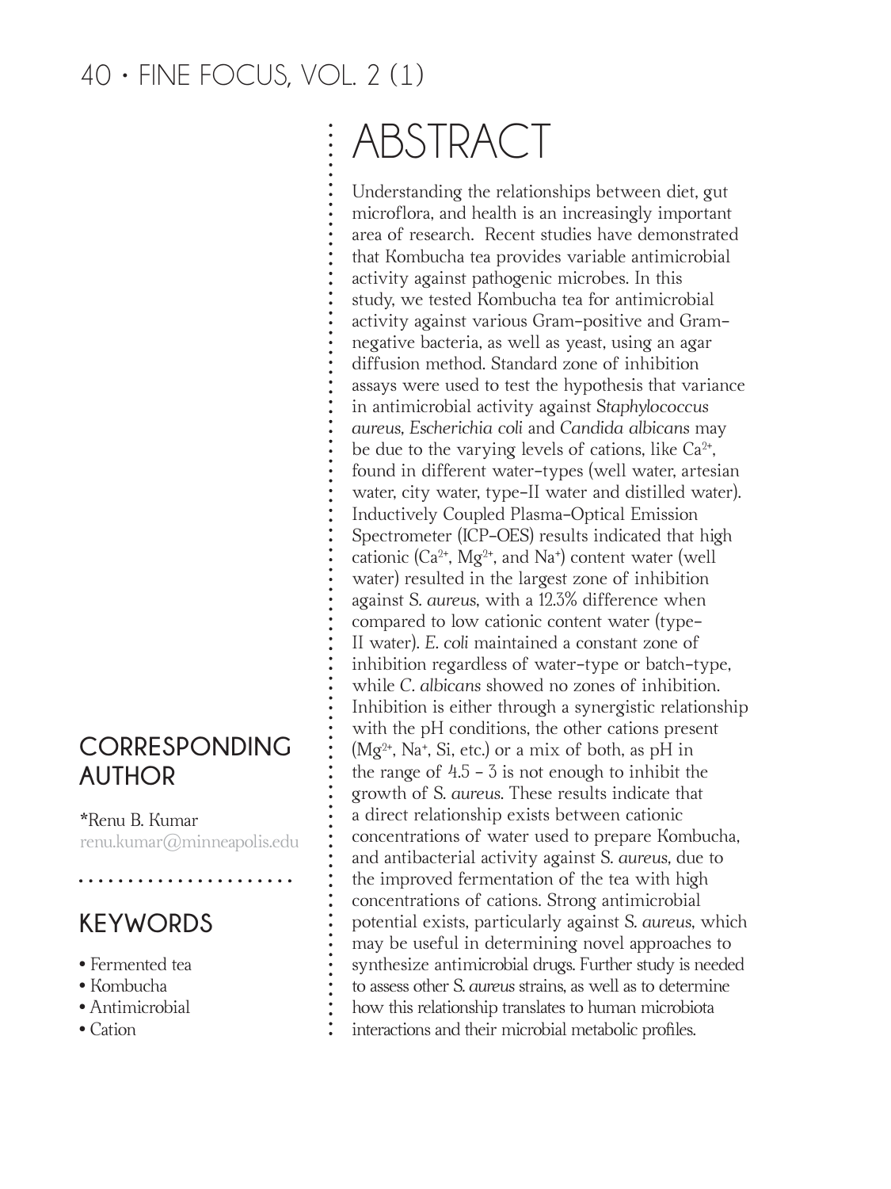# ABSTRACT

Understanding the relationships between diet, gut microflora, and health is an increasingly important area of research. Recent studies have demonstrated that Kombucha tea provides variable antimicrobial activity against pathogenic microbes. In this study, we tested Kombucha tea for antimicrobial activity against various Gram-positive and Gram-negative bacteria, as well as yeast, using an agar diffusion method. Standard zone of inhibition assays were used to test the hypothesis that variance in antimicrobial activity against *Staphylococcus aureus*, *Escherichia coli* and *Candida albicans* may be due to the varying levels of cations, like $Ca^{2+}$, found in different water-types (well water, artesian water, city water, type-II water and distilled water). Inductively Coupled Plasma-Optical Emission Spectrometer (ICP-OES) results indicated that high cationic ($Ca^{2+}$, $Mg^{2+}$, and $Na^{+}$) content water (well water) resulted in the largest zone of inhibition against *S. aureus*, with a 12.3% difference when compared to low cationic content water (type-II water). *E. coli* maintained a constant zone of inhibition regardless of water-type or batch-type, while *C. albicans* showed no zones of inhibition. Inhibition is either through a synergistic relationship with the pH conditions, the other cations present ($Mg^{2+}$, $Na^{+}$, Si, etc.) or a mix of both, as pH in the range of 4.5 – 3 is not enough to inhibit the growth of *S. aureus*. These results indicate that a direct relationship exists between cationic concentrations of water used to prepare Kombucha, and antibacterial activity against *S. aureus*, due to the improved fermentation of the tea with high concentrations of cations. Strong antimicrobial potential exists, particularly against *S. aureus*, which may be useful in determining novel approaches to synthesize antimicrobial drugs. Further study is needed to assess other *S. aureus* strains, as well as to determine how this relationship translates to human microbiota interactions and their microbial metabolic profiles.

## CORRESPONDING AUTHOR

*Renu B. Kumar
renu.kumar@minneapolis.edu

## KEYWORDS

- Fermented tea
- Kombucha
- Antimicrobial
- Cation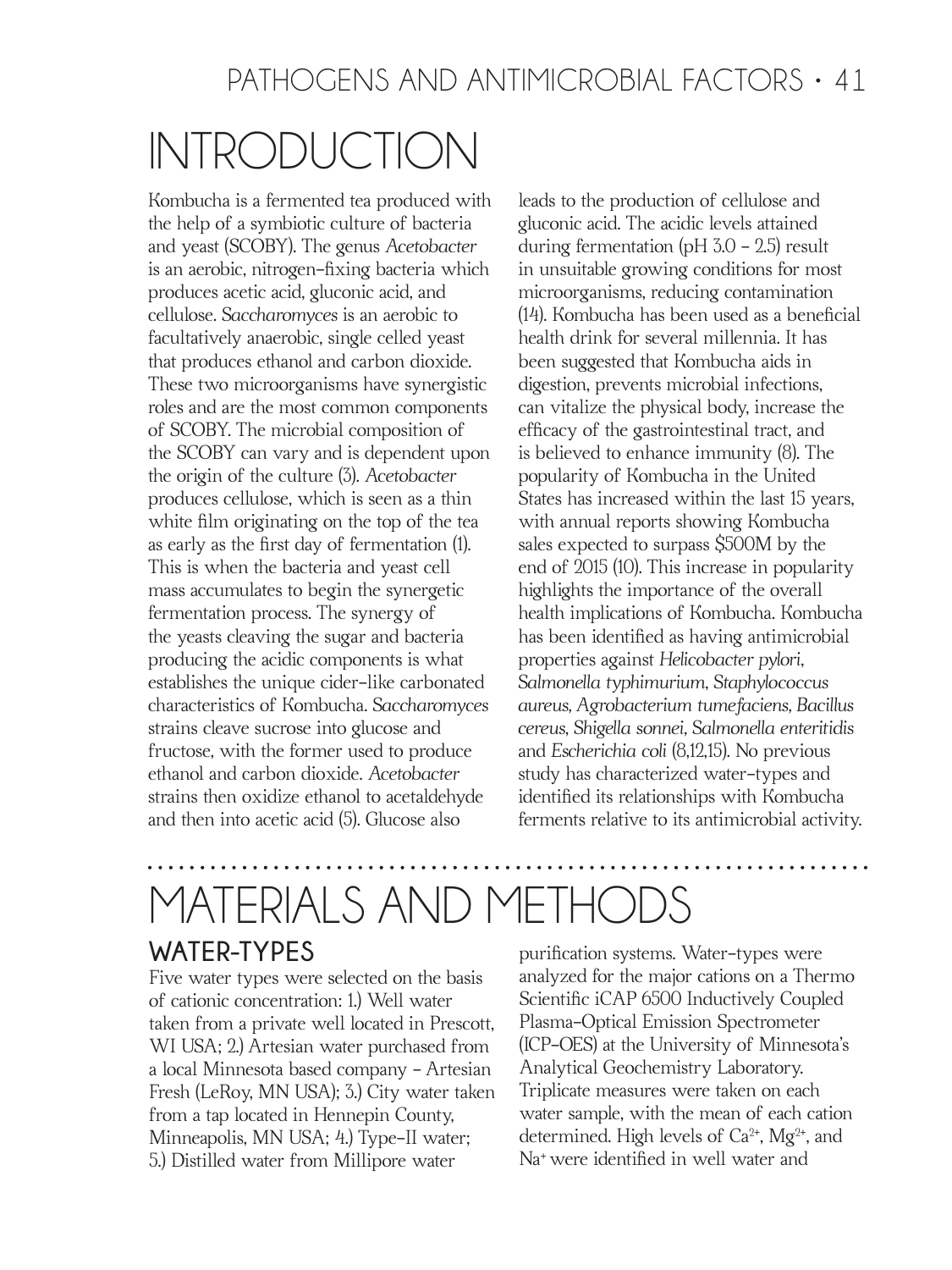# INTRODUCTION

Kombucha is a fermented tea produced with the help of a symbiotic culture of bacteria and yeast (SCOBY). The genus *Acetobacter* is an aerobic, nitrogen-fixing bacteria which produces acetic acid, gluconic acid, and cellulose. *Saccharomyces* is an aerobic to facultatively anaerobic, single celled yeast that produces ethanol and carbon dioxide. These two microorganisms have synergistic roles and are the most common components of SCOBY. The microbial composition of the SCOBY can vary and is dependent upon the origin of the culture (3). *Acetobacter* produces cellulose, which is seen as a thin white film originating on the top of the tea as early as the first day of fermentation (1). This is when the bacteria and yeast cell mass accumulates to begin the synergetic fermentation process. The synergy of the yeasts cleaving the sugar and bacteria producing the acidic components is what establishes the unique cider-like carbonated characteristics of Kombucha. *Saccharomyces* strains cleave sucrose into glucose and fructose, with the former used to produce ethanol and carbon dioxide. *Acetobacter* strains then oxidize ethanol to acetaldehyde and then into acetic acid (5). Glucose also leads to the production of cellulose and gluconic acid. The acidic levels attained during fermentation (pH 3.0 – 2.5) result in unsuitable growing conditions for most microorganisms, reducing contamination (14). Kombucha has been used as a beneficial health drink for several millennia. It has been suggested that Kombucha aids in digestion, prevents microbial infections, can vitalize the physical body, increase the efficacy of the gastrointestinal tract, and is believed to enhance immunity (8). The popularity of Kombucha in the United States has increased within the last 15 years, with annual reports showing Kombucha sales expected to surpass $500M by the end of 2015 (10). This increase in popularity highlights the importance of the overall health implications of Kombucha. Kombucha has been identified as having antimicrobial properties against *Helicobacter pylori*, *Salmonella typhimurium*, *Staphylococcus aureus, Agrobacterium tumefaciens, Bacillus cereus, Shigella sonnei, Salmonella enteritidis* and *Escherichia coli* (8,12,15). No previous study has characterized water-types and identified its relationships with Kombucha ferments relative to its antimicrobial activity.

# MATERIALS AND METHODS

## WATER-TYPES

Five water types were selected on the basis of cationic concentration: 1.) Well water taken from a private well located in Prescott, WI USA; 2.) Artesian water purchased from a local Minnesota based company – Artesian Fresh (LeRoy, MN USA); 3.) City water taken from a tap located in Hennepin County, Minneapolis, MN USA; 4.) Type-II water; 5.) Distilled water from Millipore water purification systems. Water-types were analyzed for the major cations on a Thermo Scientific iCAP 6500 Inductively Coupled Plasma-Optical Emission Spectrometer (ICP-OES) at the University of Minnesota's Analytical Geochemistry Laboratory. Triplicate measures were taken on each water sample, with the mean of each cation determined. High levels of $Ca^{2+}$, $Mg^{2+}$, and $Na^{+}$ were identified in well water and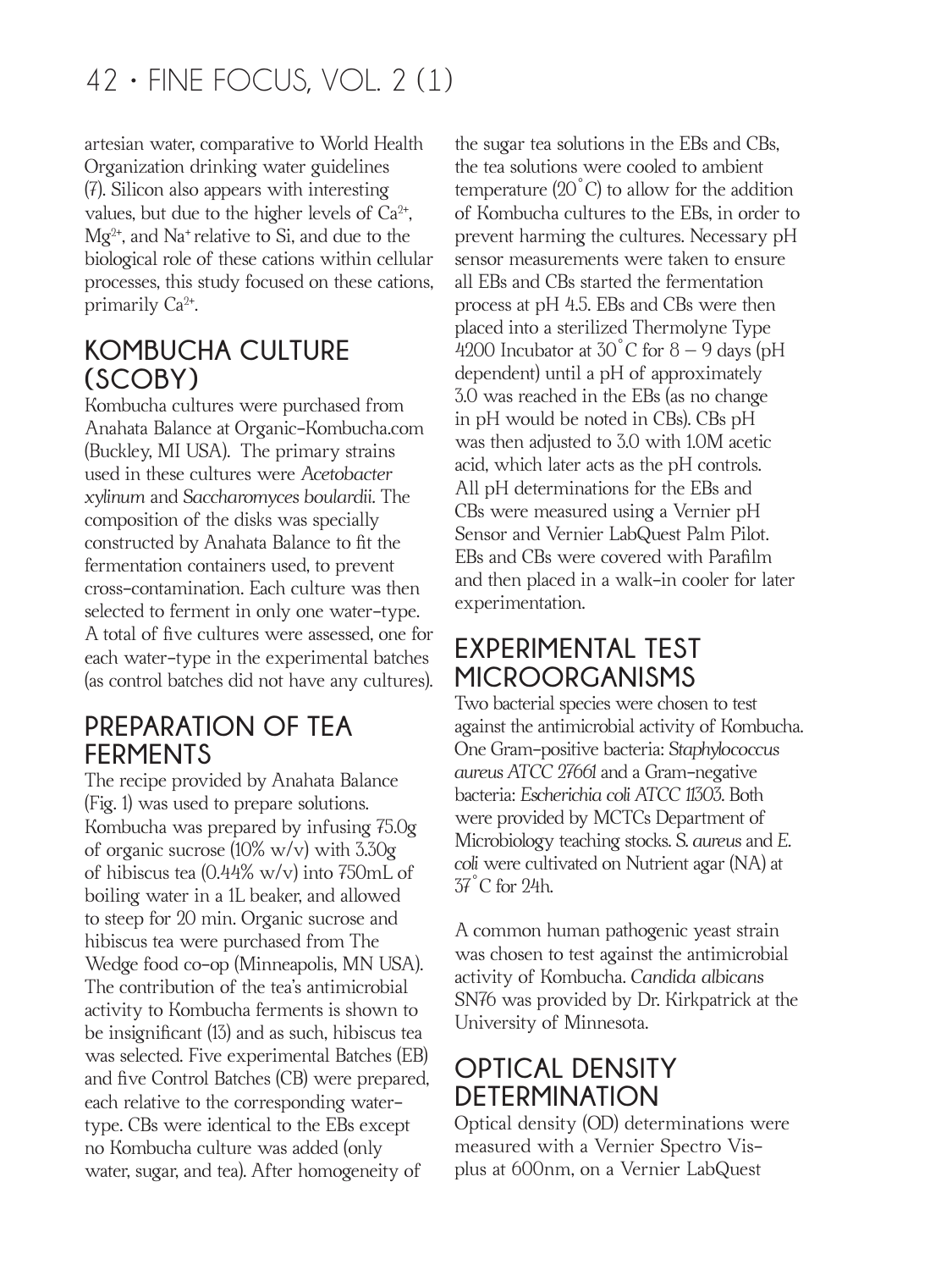artesian water, comparative to World Health Organization drinking water guidelines (7). Silicon also appears with interesting values, but due to the higher levels of $Ca^{2+}$, $Mg^{2+}$, and $Na^{+}$ relative to Si, and due to the biological role of these cations within cellular processes, this study focused on these cations, primarily $Ca^{2+}$.

## KOMBUCHA CULTURE (SCOBY)

Kombucha cultures were purchased from Anahata Balance at Organic-Kombucha.com (Buckley, MI USA). The primary strains used in these cultures were *Acetobacter xylinum* and *Saccharomyces boulardii*. The composition of the disks was specially constructed by Anahata Balance to fit the fermentation containers used, to prevent cross-contamination. Each culture was then selected to ferment in only one water-type. A total of five cultures were assessed, one for each water-type in the experimental batches (as control batches did not have any cultures).

## PREPARATION OF TEA FERMENTS

The recipe provided by Anahata Balance (Fig. 1) was used to prepare solutions. Kombucha was prepared by infusing 75.0g of organic sucrose (10% w/v) with 3.30g of hibiscus tea (0.44% w/v) into 750mL of boiling water in a 1L beaker, and allowed to steep for 20 min. Organic sucrose and hibiscus tea were purchased from The Wedge food co-op (Minneapolis, MN USA). The contribution of the tea's antimicrobial activity to Kombucha ferments is shown to be insignificant (13) and as such, hibiscus tea was selected. Five experimental Batches (EB) and five Control Batches (CB) were prepared, each relative to the corresponding water-type. CBs were identical to the EBs except no Kombucha culture was added (only water, sugar, and tea). After homogeneity of the sugar tea solutions in the EBs and CBs, the tea solutions were cooled to ambient temperature (20˚C) to allow for the addition of Kombucha cultures to the EBs, in order to prevent harming the cultures. Necessary pH sensor measurements were taken to ensure all EBs and CBs started the fermentation process at pH 4.5. EBs and CBs were then placed into a sterilized Thermolyne Type 4200 Incubator at 30˚C for 8 – 9 days (pH dependent) until a pH of approximately 3.0 was reached in the EBs (as no change in pH would be noted in CBs). CBs pH was then adjusted to 3.0 with 1.0M acetic acid, which later acts as the pH controls. All pH determinations for the EBs and CBs were measured using a Vernier pH Sensor and Vernier LabQuest Palm Pilot. EBs and CBs were covered with Parafilm and then placed in a walk-in cooler for later experimentation.

## EXPERIMENTAL TEST MICROORGANISMS

Two bacterial species were chosen to test against the antimicrobial activity of Kombucha. One Gram-positive bacteria: *Staphylococcus aureus ATCC 27661* and a Gram-negative bacteria: *Escherichia coli ATCC 11303*. Both were provided by MCTCs Department of Microbiology teaching stocks. *S. aureus* and *E. coli* were cultivated on Nutrient agar (NA) at 37˚C for 24h.

A common human pathogenic yeast strain was chosen to test against the antimicrobial activity of Kombucha. *Candida albicans* SN76 was provided by Dr. Kirkpatrick at the University of Minnesota.

## OPTICAL DENSITY DETERMINATION

Optical density (OD) determinations were measured with a Vernier Spectro Vis-plus at 600nm, on a Vernier LabQuest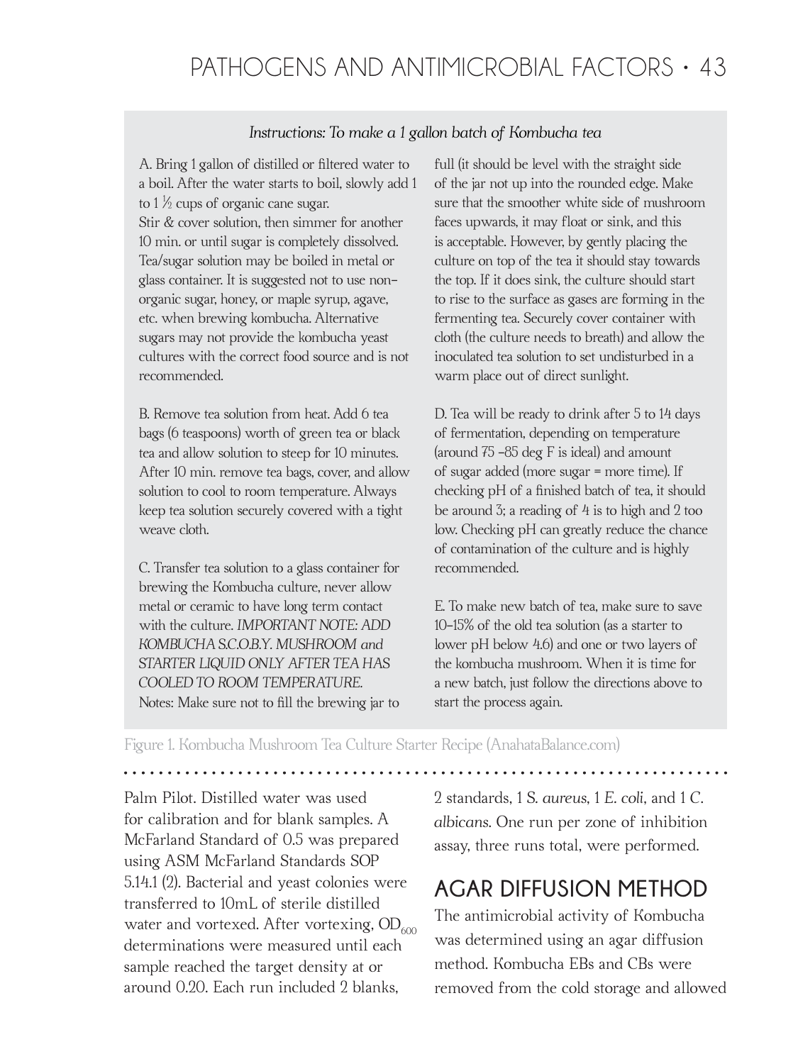*Instructions: To make a 1 gallon batch of Kombucha tea*

A. Bring 1 gallon of distilled or filtered water to a boil. After the water starts to boil, slowly add 1 to 1 ½ cups of organic cane sugar. Stir & cover solution, then simmer for another 10 min. or until sugar is completely dissolved. Tea/sugar solution may be boiled in metal or glass container. It is suggested not to use non-organic sugar, honey, or maple syrup, agave, etc. when brewing kombucha. Alternative sugars may not provide the kombucha yeast cultures with the correct food source and is not recommended.

B. Remove tea solution from heat. Add 6 tea bags (6 teaspoons) worth of green tea or black tea and allow solution to steep for 10 minutes. After 10 min. remove tea bags, cover, and allow solution to cool to room temperature. Always keep tea solution securely covered with a tight weave cloth.

C. Transfer tea solution to a glass container for brewing the Kombucha culture, never allow metal or ceramic to have long term contact with the culture. *IMPORTANT NOTE: ADD KOMBUCHA S.C.O.B.Y. MUSHROOM and STARTER LIQUID ONLY AFTER TEA HAS COOLED TO ROOM TEMPERATURE.* Notes: Make sure not to fill the brewing jar to full (it should be level with the straight side of the jar not up into the rounded edge. Make sure that the smoother white side of mushroom faces upwards, it may float or sink, and this is acceptable. However, by gently placing the culture on top of the tea it should stay towards the top. If it does sink, the culture should start to rise to the surface as gases are forming in the fermenting tea. Securely cover container with cloth (the culture needs to breath) and allow the inoculated tea solution to set undisturbed in a warm place out of direct sunlight.

D. Tea will be ready to drink after 5 to 14 days of fermentation, depending on temperature (around 75 –85 deg F is ideal) and amount of sugar added (more sugar = more time). If checking pH of a finished batch of tea, it should be around 3; a reading of 4 is to high and 2 too low. Checking pH can greatly reduce the chance of contamination of the culture and is highly recommended.

E. To make new batch of tea, make sure to save 10–15% of the old tea solution (as a starter to lower pH below 4.6) and one or two layers of the kombucha mushroom. When it is time for a new batch, just follow the directions above to start the process again.

Figure 1. Kombucha Mushroom Tea Culture Starter Recipe (AnahataBalance.com)

Palm Pilot. Distilled water was used for calibration and for blank samples. A McFarland Standard of 0.5 was prepared using ASM McFarland Standards SOP 5.14.1 (2). Bacterial and yeast colonies were transferred to 10mL of sterile distilled water and vortexed. After vortexing, $OD_{600}$ determinations were measured until each sample reached the target density at or around 0.20. Each run included 2 blanks, 2 standards, 1 *S. aureus*, 1 *E. coli*, and 1 *C. albicans*. One run per zone of inhibition assay, three runs total, were performed.

## AGAR DIFFUSION METHOD

The antimicrobial activity of Kombucha was determined using an agar diffusion method. Kombucha EBs and CBs were removed from the cold storage and allowed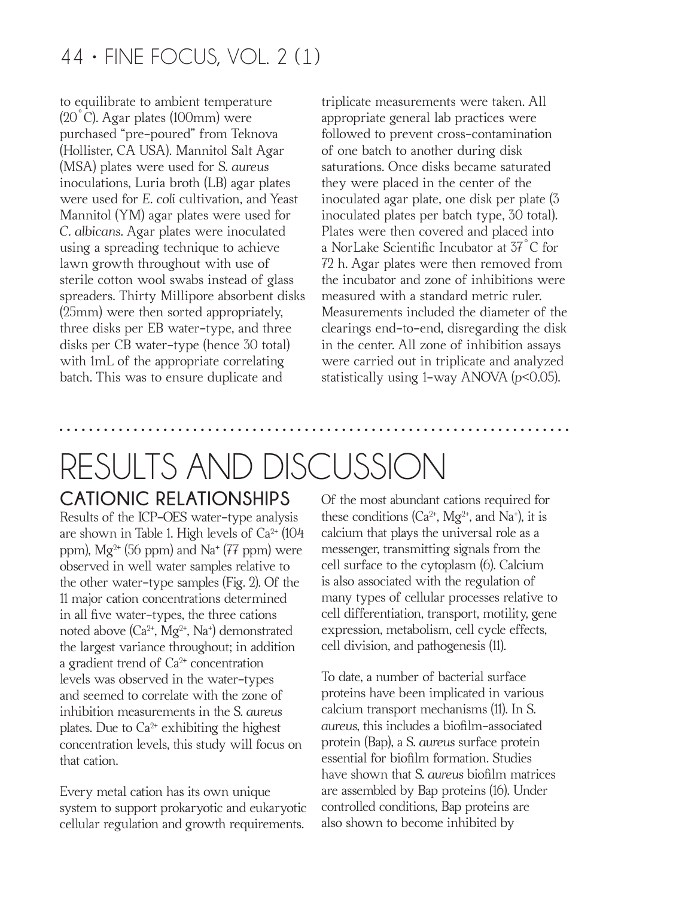to equilibrate to ambient temperature (20˚C). Agar plates (100mm) were purchased "pre-poured" from Teknova (Hollister, CA USA). Mannitol Salt Agar (MSA) plates were used for *S. aureus* inoculations, Luria broth (LB) agar plates were used for *E. coli* cultivation, and Yeast Mannitol (YM) agar plates were used for *C. albicans*. Agar plates were inoculated using a spreading technique to achieve lawn growth throughout with use of sterile cotton wool swabs instead of glass spreaders. Thirty Millipore absorbent disks (25mm) were then sorted appropriately, three disks per EB water-type, and three disks per CB water-type (hence 30 total) with 1mL of the appropriate correlating batch. This was to ensure duplicate and triplicate measurements were taken. All appropriate general lab practices were followed to prevent cross-contamination of one batch to another during disk saturations. Once disks became saturated they were placed in the center of the inoculated agar plate, one disk per plate (3 inoculated plates per batch type, 30 total). Plates were then covered and placed into a NorLake Scientific Incubator at 37˚C for 72 h. Agar plates were then removed from the incubator and zone of inhibitions were measured with a standard metric ruler. Measurements included the diameter of the clearings end-to-end, disregarding the disk in the center. All zone of inhibition assays were carried out in triplicate and analyzed statistically using 1-way ANOVA ($p<0.05$).

# RESULTS AND DISCUSSION

## CATIONIC RELATIONSHIPS

Results of the ICP-OES water-type analysis are shown in Table 1. High levels of $Ca^{2+}$ (104 ppm), $Mg^{2+}$ (56 ppm) and $Na^{+}$ (77 ppm) were observed in well water samples relative to the other water-type samples (Fig. 2). Of the 11 major cation concentrations determined in all five water-types, the three cations noted above ($Ca^{2+}$, $Mg^{2+}$, $Na^{+}$) demonstrated the largest variance throughout; in addition a gradient trend of $Ca^{2+}$ concentration levels was observed in the water-types and seemed to correlate with the zone of inhibition measurements in the *S. aureus* plates. Due to $Ca^{2+}$ exhibiting the highest concentration levels, this study will focus on that cation.

Every metal cation has its own unique system to support prokaryotic and eukaryotic cellular regulation and growth requirements. Of the most abundant cations required for these conditions ($Ca^{2+}$, $Mg^{2+}$, and $Na^{+}$), it is calcium that plays the universal role as a messenger, transmitting signals from the cell surface to the cytoplasm (6). Calcium is also associated with the regulation of many types of cellular processes relative to cell differentiation, transport, motility, gene expression, metabolism, cell cycle effects, cell division, and pathogenesis (11).

To date, a number of bacterial surface proteins have been implicated in various calcium transport mechanisms (11). In *S. aureus*, this includes a biofilm-associated protein (Bap), a *S. aureus* surface protein essential for biofilm formation. Studies have shown that *S. aureus* biofilm matrices are assembled by Bap proteins (16). Under controlled conditions, Bap proteins are also shown to become inhibited by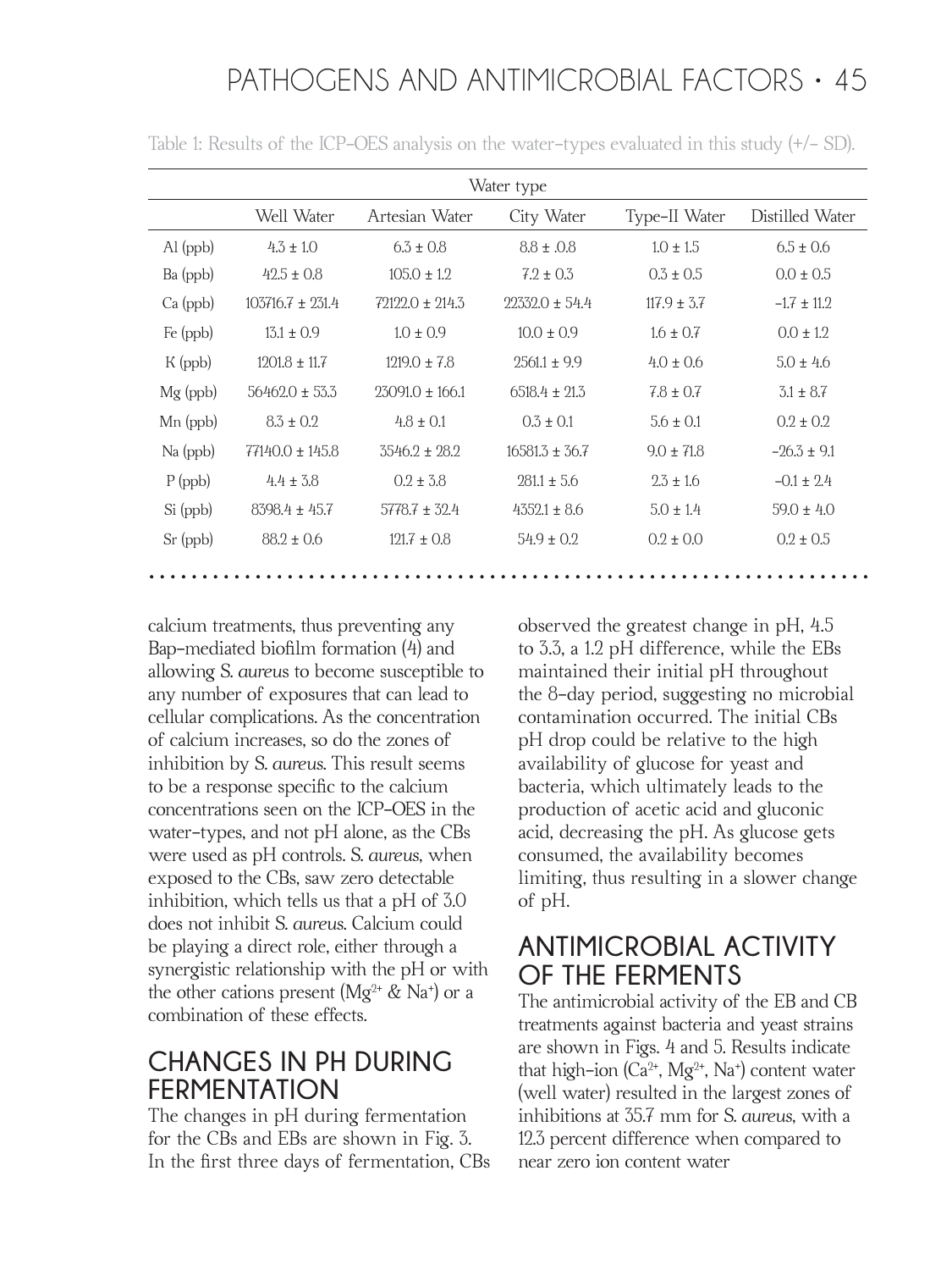Table 1: Results of the ICP-OES analysis on the water-types evaluated in this study (+/- SD).

| | Water type | | | | |
|---|---|---|---|---|---|
| | Well Water | Artesian Water | City Water | Type-II Water | Distilled Water |
| Al (ppb) | 4.3 ± 1.0 | 6.3 ± 0.8 | 8.8 ± .0.8 | 1.0 ± 1.5 | 6.5 ± 0.6 |
| Ba (ppb) | 42.5 ± 0.8 | 105.0 ± 1.2 | 7.2 ± 0.3 | 0.3 ± 0.5 | 0.0 ± 0.5 |
| Ca (ppb) | 103716.7 ± 231.4 | 72122.0 ± 214.3 | 22332.0 ± 54.4 | 117.9 ± 3.7 | -1.7 ± 11.2 |
| Fe (ppb) | 13.1 ± 0.9 | 1.0 ± 0.9 | 10.0 ± 0.9 | 1.6 ± 0.7 | 0.0 ± 1.2 |
| K (ppb) | 1201.8 ± 11.7 | 1219.0 ± 7.8 | 2561.1 ± 9.9 | 4.0 ± 0.6 | 5.0 ± 4.6 |
| Mg (ppb) | 56462.0 ± 53.3 | 23091.0 ± 166.1 | 6518.4 ± 21.3 | 7.8 ± 0.7 | 3.1 ± 8.7 |
| Mn (ppb) | 8.3 ± 0.2 | 4.8 ± 0.1 | 0.3 ± 0.1 | 5.6 ± 0.1 | 0.2 ± 0.2 |
| Na (ppb) | 77140.0 ± 145.8 | 3546.2 ± 28.2 | 16581.3 ± 36.7 | 9.0 ± 71.8 | -26.3 ± 9.1 |
| P (ppb) | 4.4 ± 3.8 | 0.2 ± 3.8 | 281.1 ± 5.6 | 2.3 ± 1.6 | -0.1 ± 2.4 |
| Si (ppb) | 8398.4 ± 45.7 | 5778.7 ± 32.4 | 4352.1 ± 8.6 | 5.0 ± 1.4 | 59.0 ± 4.0 |
| Sr (ppb) | 88.2 ± 0.6 | 121.7 ± 0.8 | 54.9 ± 0.2 | 0.2 ± 0.0 | 0.2 ± 0.5 |

calcium treatments, thus preventing any Bap-mediated biofilm formation (4) and allowing *S. aureus* to become susceptible to any number of exposures that can lead to cellular complications. As the concentration of calcium increases, so do the zones of inhibition by *S. aureus*. This result seems to be a response specific to the calcium concentrations seen on the ICP-OES in the water-types, and not pH alone, as the CBs were used as pH controls. *S. aureus*, when exposed to the CBs, saw zero detectable inhibition, which tells us that a pH of 3.0 does not inhibit *S. aureus*. Calcium could be playing a direct role, either through a synergistic relationship with the pH or with the other cations present ($Mg^{2+}$ & $Na^{+}$) or a combination of these effects.

## CHANGES IN PH DURING FERMENTATION

The changes in pH during fermentation for the CBs and EBs are shown in Fig. 3. In the first three days of fermentation, CBs observed the greatest change in pH, 4.5 to 3.3, a 1.2 pH difference, while the EBs maintained their initial pH throughout the 8-day period, suggesting no microbial contamination occurred. The initial CBs pH drop could be relative to the high availability of glucose for yeast and bacteria, which ultimately leads to the production of acetic acid and gluconic acid, decreasing the pH. As glucose gets consumed, the availability becomes limiting, thus resulting in a slower change of pH.

## ANTIMICROBIAL ACTIVITY OF THE FERMENTS

The antimicrobial activity of the EB and CB treatments against bacteria and yeast strains are shown in Figs. 4 and 5. Results indicate that high-ion ($Ca^{2+}$, $Mg^{2+}$, $Na^{+}$) content water (well water) resulted in the largest zones of inhibitions at 35.7 mm for *S. aureus*, with a 12.3 percent difference when compared to near zero ion content water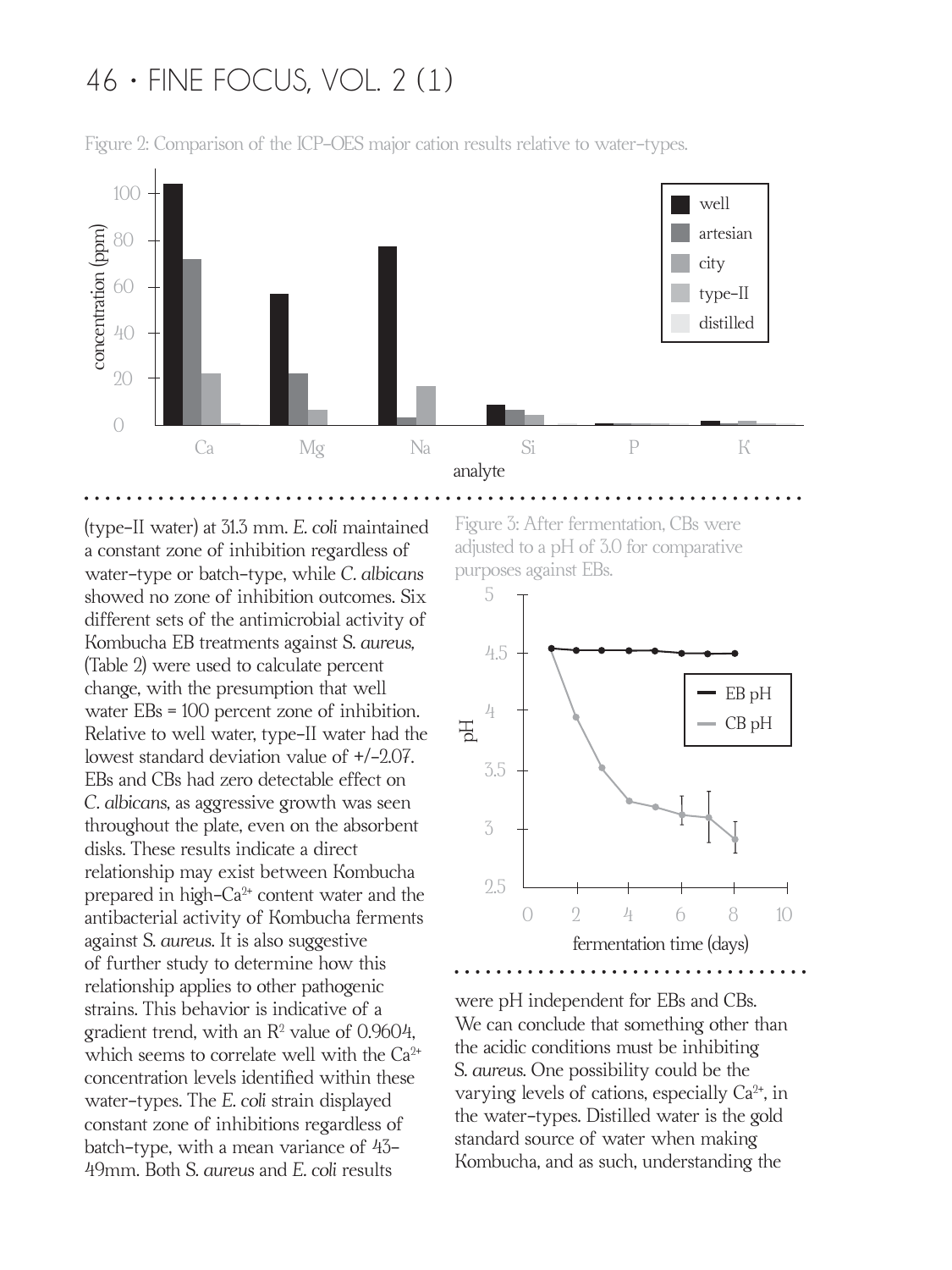Figure 2: Comparison of the ICP-OES major cation results relative to water-types.

Figure 3: After fermentation, CBs were adjusted to a pH of 3.0 for comparative purposes against EBs.

(type-II water) at 31.3 mm. *E. coli* maintained a constant zone of inhibition regardless of water-type or batch-type, while *C. albicans* showed no zone of inhibition outcomes. Six different sets of the antimicrobial activity of Kombucha EB treatments against *S. aureus*, (Table 2) were used to calculate percent change, with the presumption that well water EBs = 100 percent zone of inhibition. Relative to well water, type-II water had the lowest standard deviation value of +/-2.07. EBs and CBs had zero detectable effect on *C. albicans*, as aggressive growth was seen throughout the plate, even on the absorbent disks. These results indicate a direct relationship may exist between Kombucha prepared in high-$Ca^{2+}$ content water and the antibacterial activity of Kombucha ferments against *S. aureus*. It is also suggestive of further study to determine how this relationship applies to other pathogenic strains. This behavior is indicative of a gradient trend, with an $R^2$ value of 0.9604, which seems to correlate well with the $Ca^{2+}$ concentration levels identified within these water-types. The *E. coli* strain displayed constant zone of inhibitions regardless of batch-type, with a mean variance of 43-49mm. Both *S. aureus* and *E. coli* results were pH independent for EBs and CBs. We can conclude that something other than the acidic conditions must be inhibiting *S. aureus*. One possibility could be the varying levels of cations, especially $Ca^{2+}$, in the water-types. Distilled water is the gold standard source of water when making Kombucha, and as such, understanding the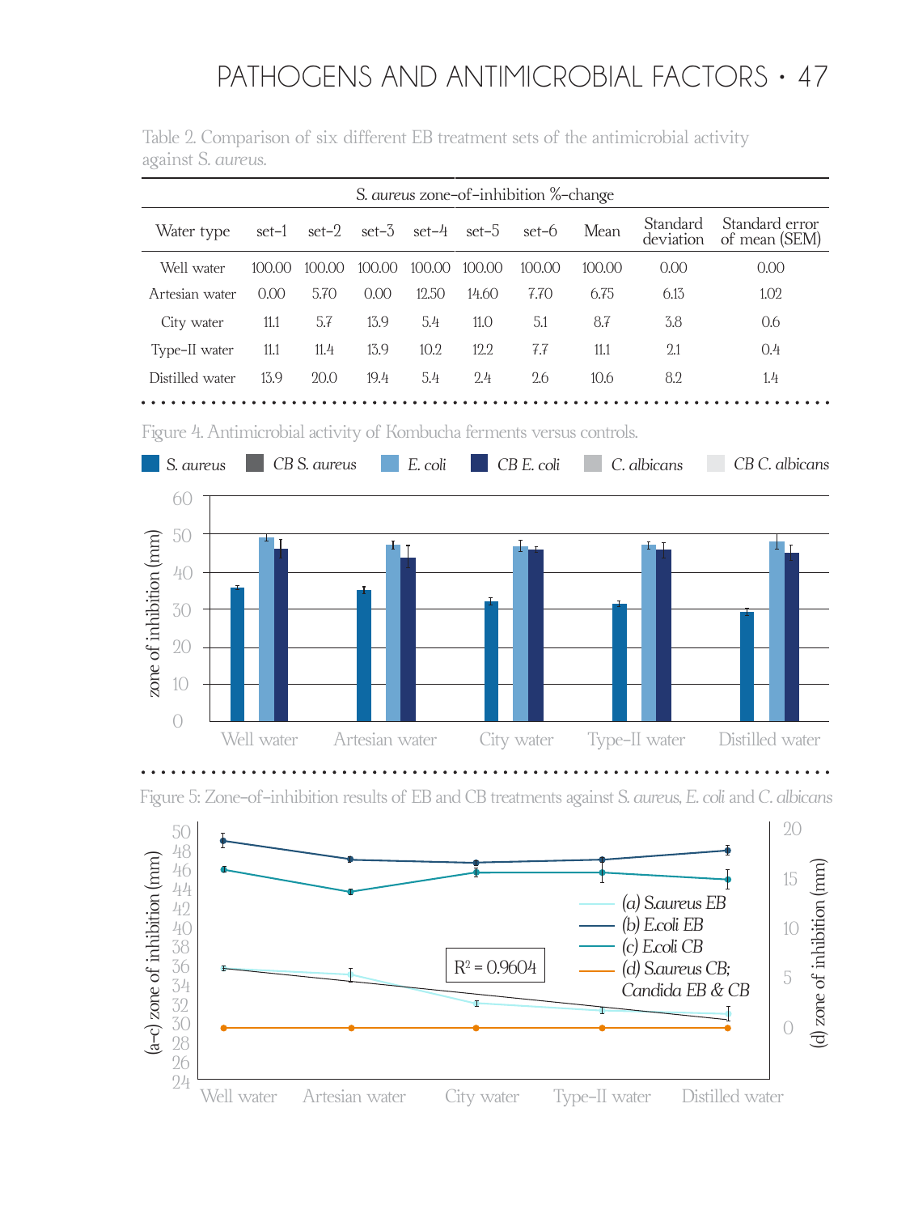Table 2. Comparison of six different EB treatment sets of the antimicrobial activity against S. *aureus*.

| | S. *aureus* zone-of-inhibition %-change | | | | | | | | |
|---|---|---|---|---|---|---|---|---|---|
| Water type | set-1 | set-2 | set-3 | set-4 | set-5 | set-6 | Mean | Standard deviation | Standard error of mean (SEM) |
| Well water | 100.00 | 100.00 | 100.00 | 100.00 | 100.00 | 100.00 | 100.00 | 0.00 | 0.00 |
| Artesian water | 0.00 | 5.70 | 0.00 | 12.50 | 14.60 | 7.70 | 6.75 | 6.13 | 1.02 |
| City water | 11.1 | 5.7 | 13.9 | 5.4 | 11.0 | 5.1 | 8.7 | 3.8 | 0.6 |
| Type-II water | 11.1 | 11.4 | 13.9 | 10.2 | 12.2 | 7.7 | 11.1 | 2.1 | 0.4 |
| Distilled water | 13.9 | 20.0 | 19.4 | 5.4 | 2.4 | 2.6 | 10.6 | 8.2 | 1.4 |

Figure 4. Antimicrobial activity of Kombucha ferments versus controls.

Figure 5: Zone-of-inhibition results of EB and CB treatments against S. *aureus*, *E. coli* and *C. albicans*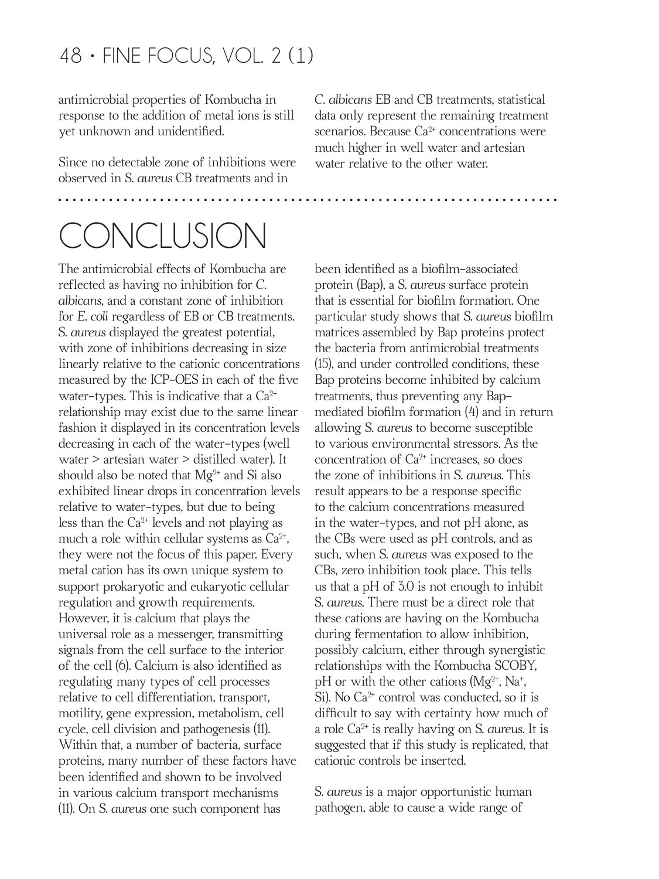antimicrobial properties of Kombucha in response to the addition of metal ions is still yet unknown and unidentified.

Since no detectable zone of inhibitions were observed in S. *aureus* CB treatments and in *C. albicans* EB and CB treatments, statistical data only represent the remaining treatment scenarios. Because $Ca^{2+}$ concentrations were much higher in well water and artesian water relative to the other water.

# CONCLUSION

The antimicrobial effects of Kombucha are reflected as having no inhibition for *C. albicans*, and a constant zone of inhibition for *E. coli* regardless of EB or CB treatments. S. *aureus* displayed the greatest potential, with zone of inhibitions decreasing in size linearly relative to the cationic concentrations measured by the ICP-OES in each of the five water-types. This is indicative that a $Ca^{2+}$ relationship may exist due to the same linear fashion it displayed in its concentration levels decreasing in each of the water-types (well water > artesian water > distilled water). It should also be noted that $Mg^{2+}$ and Si also exhibited linear drops in concentration levels relative to water-types, but due to being less than the $Ca^{2+}$ levels and not playing as much a role within cellular systems as $Ca^{2+}$, they were not the focus of this paper. Every metal cation has its own unique system to support prokaryotic and eukaryotic cellular regulation and growth requirements. However, it is calcium that plays the universal role as a messenger, transmitting signals from the cell surface to the interior of the cell (6). Calcium is also identified as regulating many types of cell processes relative to cell differentiation, transport, motility, gene expression, metabolism, cell cycle, cell division and pathogenesis (11). Within that, a number of bacteria, surface proteins, many number of these factors have been identified and shown to be involved in various calcium transport mechanisms (11). On S. *aureus* one such component has been identified as a biofilm-associated protein (Bap), a S. *aureus* surface protein that is essential for biofilm formation. One particular study shows that S. *aureus* biofilm matrices assembled by Bap proteins protect the bacteria from antimicrobial treatments (15), and under controlled conditions, these Bap proteins become inhibited by calcium treatments, thus preventing any Bap-mediated biofilm formation (4) and in return allowing S. *aureus* to become susceptible to various environmental stressors. As the concentration of $Ca^{2+}$ increases, so does the zone of inhibitions in S. *aureus*. This result appears to be a response specific to the calcium concentrations measured in the water-types, and not pH alone, as the CBs were used as pH controls, and as such, when S. *aureus* was exposed to the CBs, zero inhibition took place. This tells us that a pH of 3.0 is not enough to inhibit S. *aureus*. There must be a direct role that these cations are having on the Kombucha during fermentation to allow inhibition, possibly calcium, either through synergistic relationships with the Kombucha SCOBY, pH or with the other cations ($Mg^{2+}$, $Na^{+}$, Si). No $Ca^{2+}$ control was conducted, so it is difficult to say with certainty how much of a role $Ca^{2+}$ is really having on S. *aureus*. It is suggested that if this study is replicated, that cationic controls be inserted.

S. *aureus* is a major opportunistic human pathogen, able to cause a wide range of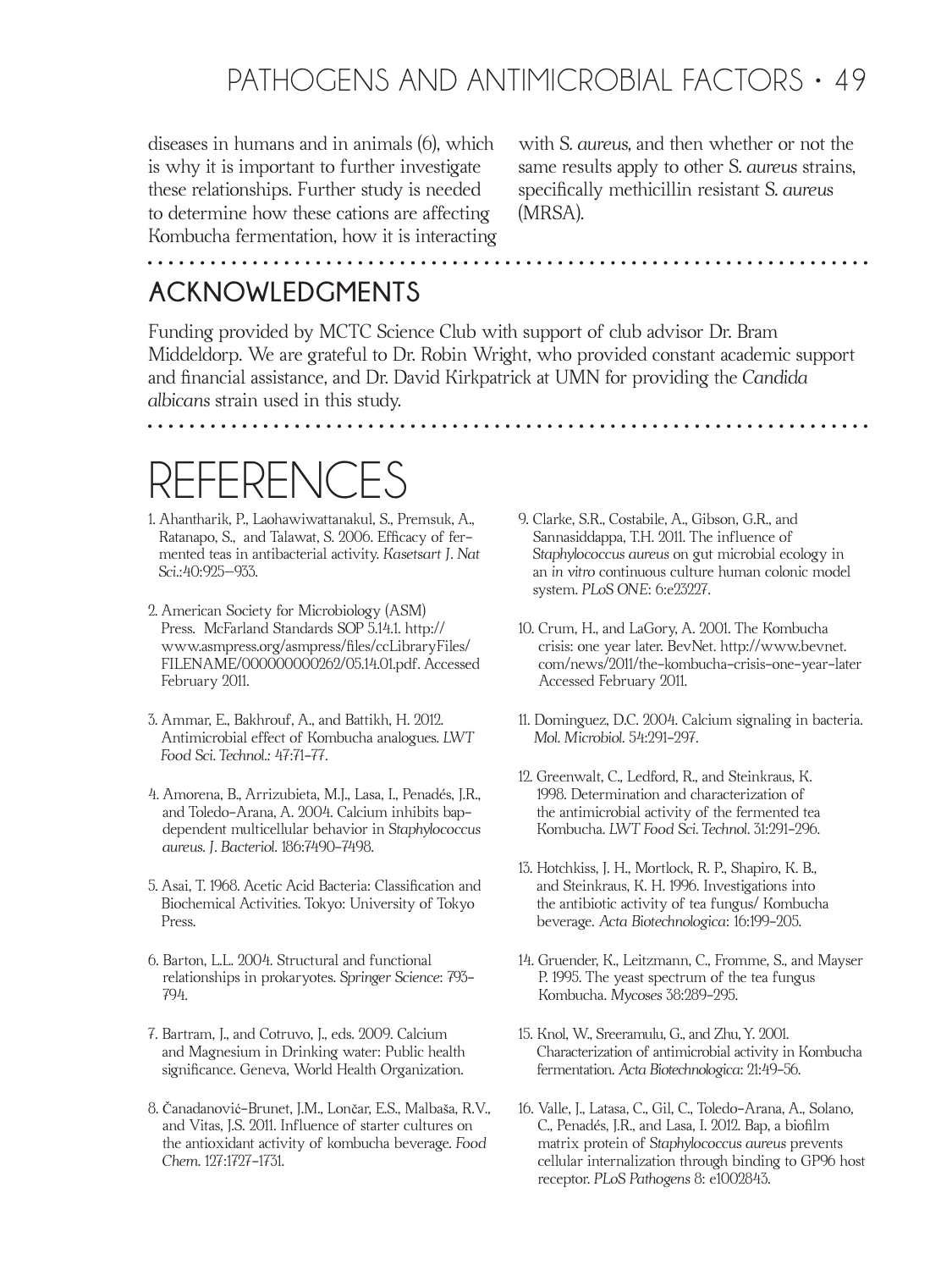diseases in humans and in animals (6), which is why it is important to further investigate these relationships. Further study is needed to determine how these cations are affecting Kombucha fermentation, how it is interacting with *S. aureus,* and then whether or not the same results apply to other *S. aureus* strains, specifically methicillin resistant *S. aureus* (MRSA).

## ACKNOWLEDGMENTS

Funding provided by MCTC Science Club with support of club advisor Dr. Bram Middeldorp. We are grateful to Dr. Robin Wright, who provided constant academic support and financial assistance, and Dr. David Kirkpatrick at UMN for providing the *Candida albicans* strain used in this study.

# REFERENCES

1. Ahantharik, P., Laohawiwattanakul, S., Premsuk, A., Ratanapo, S., and Talawat, S. 2006. Efficacy of fermented teas in antibacterial activity. *Kasetsart J. Nat Sci.*:40:925–933.

2. American Society for Microbiology (ASM) Press. McFarland Standards SOP 5.14.1. http://www.asmpress.org/asmpress/files/ccLibraryFiles/FILENAME/000000000262/05.14.01.pdf. Accessed February 2011.

3. Ammar, E., Bakhrouf, A., and Battikh, H. 2012. Antimicrobial effect of Kombucha analogues. *LWT Food Sci. Technol.:* 47:71–77.

4. Amorena, B., Arrizubieta, M.J., Lasa, I., Penadés, J.R., and Toledo-Arana, A. 2004. Calcium inhibits bap-dependent multicellular behavior in *Staphylococcus aureus. J. Bacteriol.* 186:7490–7498.

5. Asai, T. 1968. Acetic Acid Bacteria: Classification and Biochemical Activities. Tokyo: University of Tokyo Press.

6. Barton, L.L. 2004. Structural and functional relationships in prokaryotes. *Springer Science*: 793–794.

7. Bartram, J., and Cotruvo, J., eds. 2009. Calcium and Magnesium in Drinking water: Public health significance. Geneva, World Health Organization.

8. Čanadanović-Brunet, J.M., Lončar, E.S., Malbaša, R.V., and Vitas, J.S. 2011. Influence of starter cultures on the antioxidant activity of kombucha beverage. *Food Chem.* 127:1727–1731.

9. Clarke, S.R., Costabile, A., Gibson, G.R., and Sannasiddappa, T.H. 2011. The influence of *Staphylococcus aureus* on gut microbial ecology in an *in vitro* continuous culture human colonic model system. *PLoS ONE*: 6:e23227.

10. Crum, H., and LaGory, A. 2001. The Kombucha crisis: one year later. BevNet. http://www.bevnet.com/news/2011/the-kombucha-crisis-one-year-later Accessed February 2011.

11. Dominguez, D.C. 2004. Calcium signaling in bacteria. *Mol. Microbiol.* 54:291–297.

12. Greenwalt, C., Ledford, R., and Steinkraus, K. 1998. Determination and characterization of the antimicrobial activity of the fermented tea Kombucha. *LWT Food Sci. Technol.* 31:291–296.

13. Hotchkiss, J. H., Mortlock, R. P., Shapiro, K. B., and Steinkraus, K. H. 1996. Investigations into the antibiotic activity of tea fungus/ Kombucha beverage. *Acta Biotechnologica*: 16:199–205.

14. Gruender, K., Leitzmann, C., Fromme, S., and Mayser P. 1995. The yeast spectrum of the tea fungus Kombucha. *Mycoses* 38:289–295.

15. Knol, W., Sreeramulu, G., and Zhu, Y. 2001. Characterization of antimicrobial activity in Kombucha fermentation. *Acta Biotechnologica*: 21:49–56.

16. Valle, J., Latasa, C., Gil, C., Toledo-Arana, A., Solano, C., Penadés, J.R., and Lasa, I. 2012. Bap, a biofilm matrix protein of *Staphylococcus aureus* prevents cellular internalization through binding to GP96 host receptor. *PLoS Pathogens* 8: e1002843.